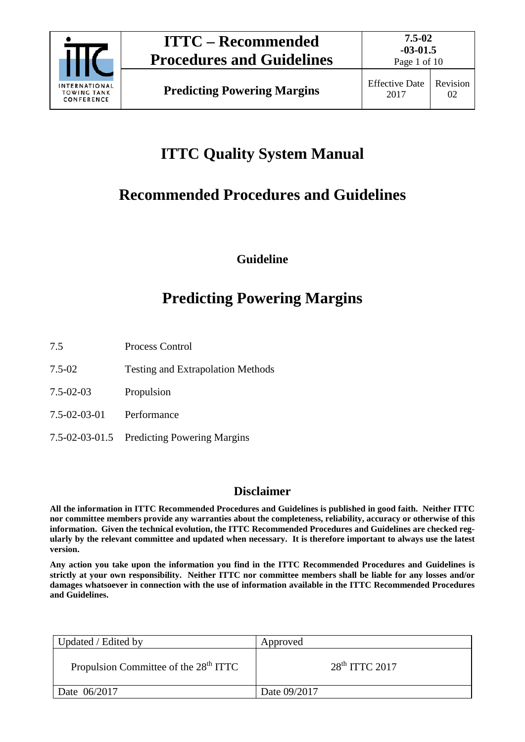# ITTC Quality System Manual

## Recommended Procedures and Guidelines

### Guideline

## Predicting Powering Margins

| | |
|---|---|
| 7.5 | Process Control |
| 7.5-02 | Testing and Extrapolation Methods |
| 7.5-02-03 | Propulsion |
| 7.5-02-03-01 | Performance |
| 7.5-02-03-01.5 | Predicting Powering Margins |

### Disclaimer

**All the information in ITTC Recommended Procedures and Guidelines is published in good faith. Neither ITTC nor committee members provide any warranties about the completeness, reliability, accuracy or otherwise of this information. Given the technical evolution, the ITTC Recommended Procedures and Guidelines are checked regularly by the relevant committee and updated when necessary. It is therefore important to always use the latest version.**

**Any action you take upon the information you find in the ITTC Recommended Procedures and Guidelines is strictly at your own responsibility. Neither ITTC nor committee members shall be liable for any losses and/or damages whatsoever in connection with the use of information available in the ITTC Recommended Procedures and Guidelines.**

| Updated / Edited by | Approved |
|---|---|
| Propulsion Committee of the 28th ITTC | 28th ITTC 2017 |
| Date 06/2017 | Date 09/2017 |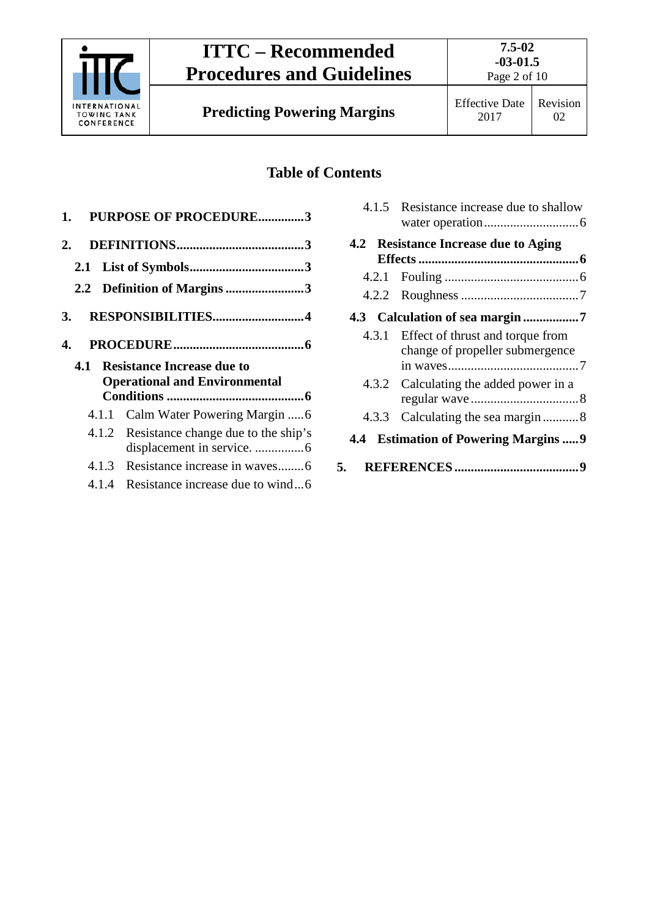## Table of Contents

- **1. PURPOSE OF PROCEDURE .............. 3**
- **2. DEFINITIONS ....................................... 3**
  - **2.1 List of Symbols ................................... 3**
  - **2.2 Definition of Margins ........................ 3**
- **3. RESPONSIBILITIES ............................ 4**
- **4. PROCEDURE ........................................ 6**
  - **4.1 Resistance Increase due to Operational and Environmental Conditions .......................................... 6**
    - 4.1.1 Calm Water Powering Margin ..... 6
    - 4.1.2 Resistance change due to the ship's displacement in service. ............... 6
    - 4.1.3 Resistance increase in waves........ 6
    - 4.1.4 Resistance increase due to wind ... 6
    - 4.1.5 Resistance increase due to shallow water operation ............................ 6
  - **4.2 Resistance Increase due to Aging Effects ................................................ 6**
    - 4.2.1 Fouling ......................................... 6
    - 4.2.2 Roughness .................................... 7
  - **4.3 Calculation of sea margin ................. 7**
    - 4.3.1 Effect of thrust and torque from change of propeller submergence in waves ........................................ 7
    - 4.3.2 Calculating the added power in a regular wave ................................ 8
    - 4.3.3 Calculating the sea margin ........... 8
  - **4.4 Estimation of Powering Margins ..... 9**
- **5. REFERENCES ...................................... 9**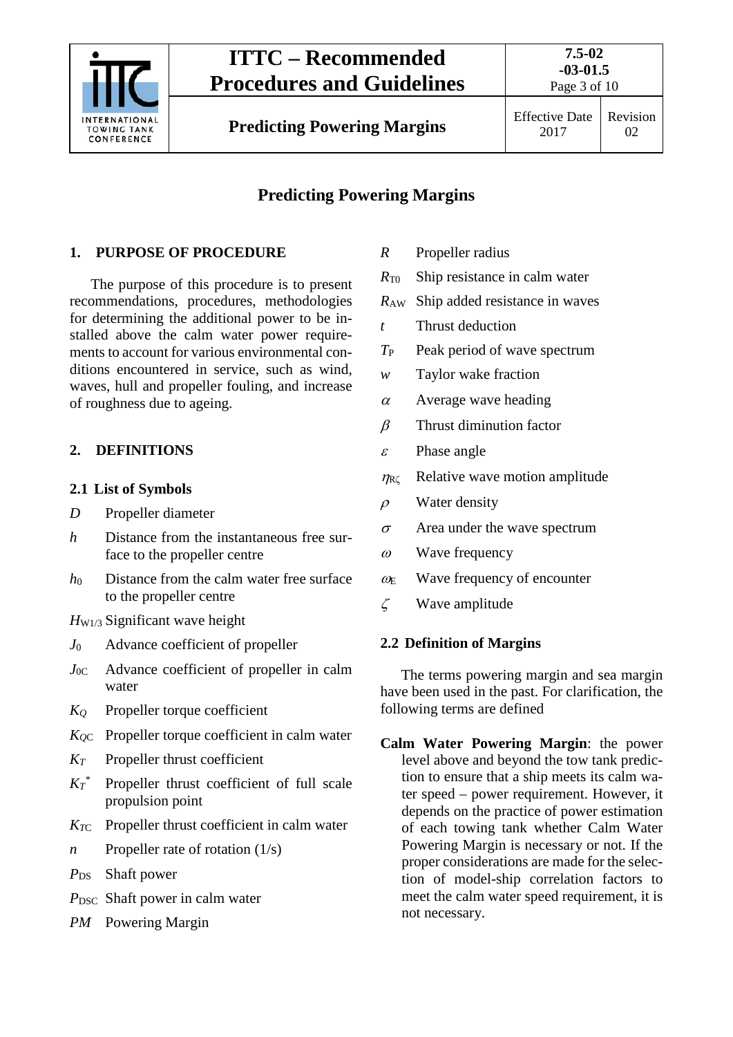# Predicting Powering Margins

## 1. PURPOSE OF PROCEDURE

The purpose of this procedure is to present recommendations, procedures, methodologies for determining the additional power to be installed above the calm water power requirements to account for various environmental conditions encountered in service, such as wind, waves, hull and propeller fouling, and increase of roughness due to ageing.

## 2. DEFINITIONS

### 2.1 List of Symbols

| | |
|---|---|
| $D$ | Propeller diameter |
| $h$ | Distance from the instantaneous free surface to the propeller centre |
| $h_0$ | Distance from the calm water free surface to the propeller centre |
| $H_{W1/3}$ | Significant wave height |
| $J_0$ | Advance coefficient of propeller |
| $J_{0C}$ | Advance coefficient of propeller in calm water |
| $K_Q$ | Propeller torque coefficient |
| $K_{QC}$ | Propeller torque coefficient in calm water |
| $K_T$ | Propeller thrust coefficient |
| $K_T^*$ | Propeller thrust coefficient of full scale propulsion point |
| $K_{TC}$ | Propeller thrust coefficient in calm water |
| $n$ | Propeller rate of rotation (1/s) |
| $P_{DS}$ | Shaft power |
| $P_{DSC}$ | Shaft power in calm water |
| $PM$ | Powering Margin |
| $R$ | Propeller radius |
| $R_{T0}$ | Ship resistance in calm water |
| $R_{AW}$ | Ship added resistance in waves |
| $t$ | Thrust deduction |
| $T_P$ | Peak period of wave spectrum |
| $w$ | Taylor wake fraction |
| $\alpha$ | Average wave heading |
| $\beta$ | Thrust diminution factor |
| $\varepsilon$ | Phase angle |
| $\eta_{R\zeta}$ | Relative wave motion amplitude |
| $\rho$ | Water density |
| $\sigma$ | Area under the wave spectrum |
| $\omega$ | Wave frequency |
| $\omega_E$ | Wave frequency of encounter |
| $\zeta$ | Wave amplitude |

### 2.2 Definition of Margins

The terms powering margin and sea margin have been used in the past. For clarification, the following terms are defined

**Calm Water Powering Margin**: the power level above and beyond the tow tank prediction to ensure that a ship meets its calm water speed – power requirement. However, it depends on the practice of power estimation of each towing tank whether Calm Water Powering Margin is necessary or not. If the proper considerations are made for the selection of model-ship correlation factors to meet the calm water speed requirement, it is not necessary.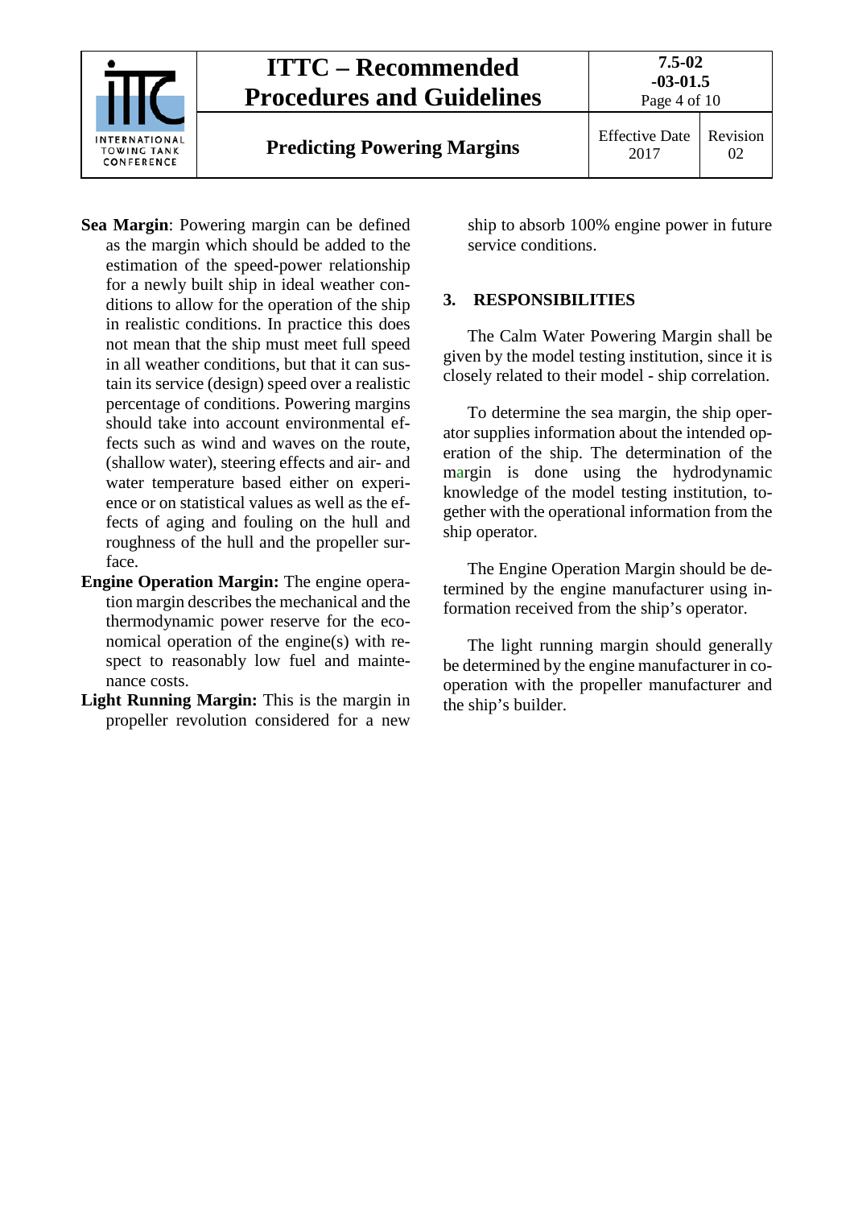**Sea Margin**: Powering margin can be defined as the margin which should be added to the estimation of the speed-power relationship for a newly built ship in ideal weather conditions to allow for the operation of the ship in realistic conditions. In practice this does not mean that the ship must meet full speed in all weather conditions, but that it can sustain its service (design) speed over a realistic percentage of conditions. Powering margins should take into account environmental effects such as wind and waves on the route, (shallow water), steering effects and air- and water temperature based either on experience or on statistical values as well as the effects of aging and fouling on the hull and roughness of the hull and the propeller surface.

**Engine Operation Margin:** The engine operation margin describes the mechanical and the thermodynamic power reserve for the economical operation of the engine(s) with respect to reasonably low fuel and maintenance costs.

**Light Running Margin:** This is the margin in propeller revolution considered for a new ship to absorb 100% engine power in future service conditions.

## 3. RESPONSIBILITIES

The Calm Water Powering Margin shall be given by the model testing institution, since it is closely related to their model - ship correlation.

To determine the sea margin, the ship operator supplies information about the intended operation of the ship. The determination of the margin is done using the hydrodynamic knowledge of the model testing institution, together with the operational information from the ship operator.

The Engine Operation Margin should be determined by the engine manufacturer using information received from the ship's operator.

The light running margin should generally be determined by the engine manufacturer in cooperation with the propeller manufacturer and the ship's builder.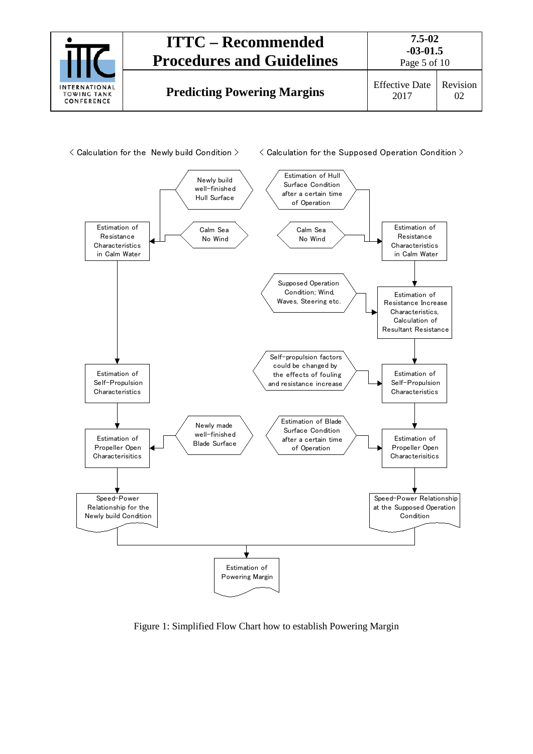< Calculation for the Newly build Condition >

< Calculation for the Supposed Operation Condition >

**Newly build Condition:**

- Newly build well-finished Hull Surface
- Calm Sea No Wind
- Estimation of Resistance Characteristics in Calm Water
- Estimation of Self-Propulsion Characteristics
- Newly made well-finished Blade Surface
- Estimation of Propeller Open Characterisitics
- Speed-Power Relationship for the Newly build Condition

**Supposed Operation Condition:**

- Estimation of Hull Surface Condition after a certain time of Operation
- Calm Sea No Wind
- Estimation of Resistance Characteristics in Calm Water
- Supposed Operation Condition; Wind, Waves, Steering etc.
- Estimation of Resistance Increase Characteristics, Calculation of Resultant Resistance
- Self-propulsion factors could be changed by the effects of fouling and resistance increase
- Estimation of Self-Propulsion Characteristics
- Estimation of Blade Surface Condition after a certain time of Operation
- Estimation of Propeller Open Characterisitics
- Speed-Power Relationship at the Supposed Operation Condition

**Result of both branches:**

- Estimation of Powering Margin

Figure 1: Simplified Flow Chart how to establish Powering Margin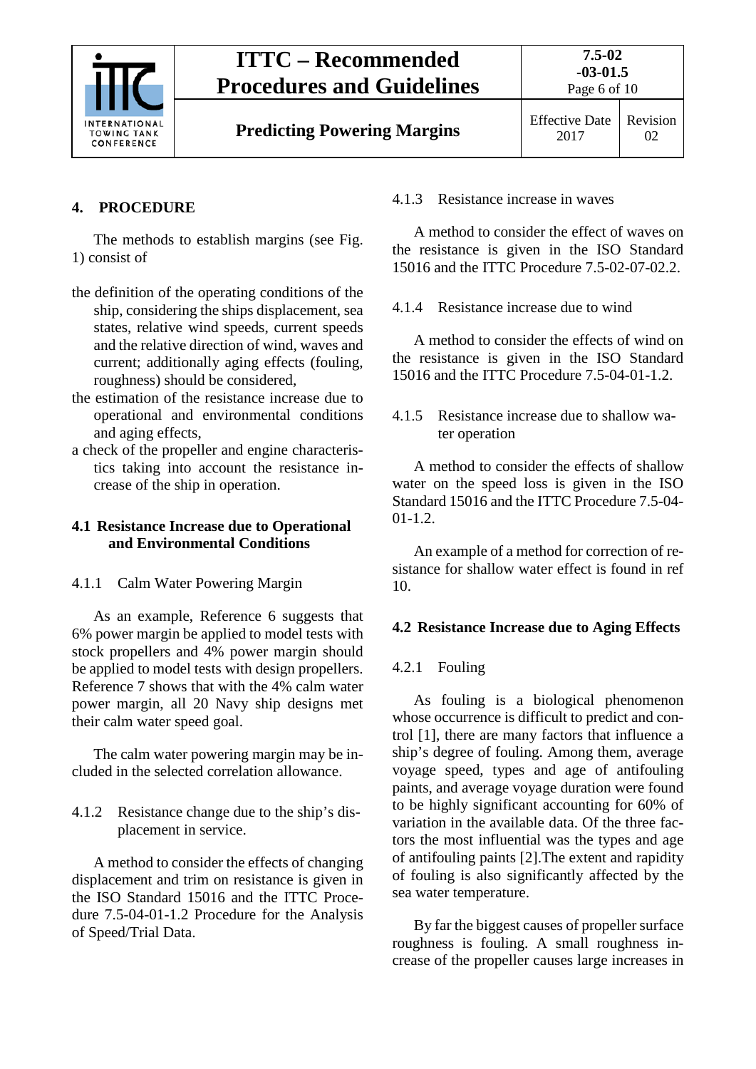## 4. PROCEDURE

The methods to establish margins (see Fig. 1) consist of

- the definition of the operating conditions of the ship, considering the ships displacement, sea states, relative wind speeds, current speeds and the relative direction of wind, waves and current; additionally aging effects (fouling, roughness) should be considered,
- the estimation of the resistance increase due to operational and environmental conditions and aging effects,
- a check of the propeller and engine characteristics taking into account the resistance increase of the ship in operation.

### 4.1 Resistance Increase due to Operational and Environmental Conditions

#### 4.1.1 Calm Water Powering Margin

As an example, Reference 6 suggests that 6% power margin be applied to model tests with stock propellers and 4% power margin should be applied to model tests with design propellers. Reference 7 shows that with the 4% calm water power margin, all 20 Navy ship designs met their calm water speed goal.

The calm water powering margin may be included in the selected correlation allowance.

#### 4.1.2 Resistance change due to the ship's displacement in service.

A method to consider the effects of changing displacement and trim on resistance is given in the ISO Standard 15016 and the ITTC Procedure 7.5-04-01-1.2 Procedure for the Analysis of Speed/Trial Data.

#### 4.1.3 Resistance increase in waves

A method to consider the effect of waves on the resistance is given in the ISO Standard 15016 and the ITTC Procedure 7.5-02-07-02.2.

#### 4.1.4 Resistance increase due to wind

A method to consider the effects of wind on the resistance is given in the ISO Standard 15016 and the ITTC Procedure 7.5-04-01-1.2.

#### 4.1.5 Resistance increase due to shallow water operation

A method to consider the effects of shallow water on the speed loss is given in the ISO Standard 15016 and the ITTC Procedure 7.5-04-01-1.2.

An example of a method for correction of resistance for shallow water effect is found in ref 10.

### 4.2 Resistance Increase due to Aging Effects

#### 4.2.1 Fouling

As fouling is a biological phenomenon whose occurrence is difficult to predict and control [1], there are many factors that influence a ship's degree of fouling. Among them, average voyage speed, types and age of antifouling paints, and average voyage duration were found to be highly significant accounting for 60% of variation in the available data. Of the three factors the most influential was the types and age of antifouling paints [2].The extent and rapidity of fouling is also significantly affected by the sea water temperature.

By far the biggest causes of propeller surface roughness is fouling. A small roughness increase of the propeller causes large increases in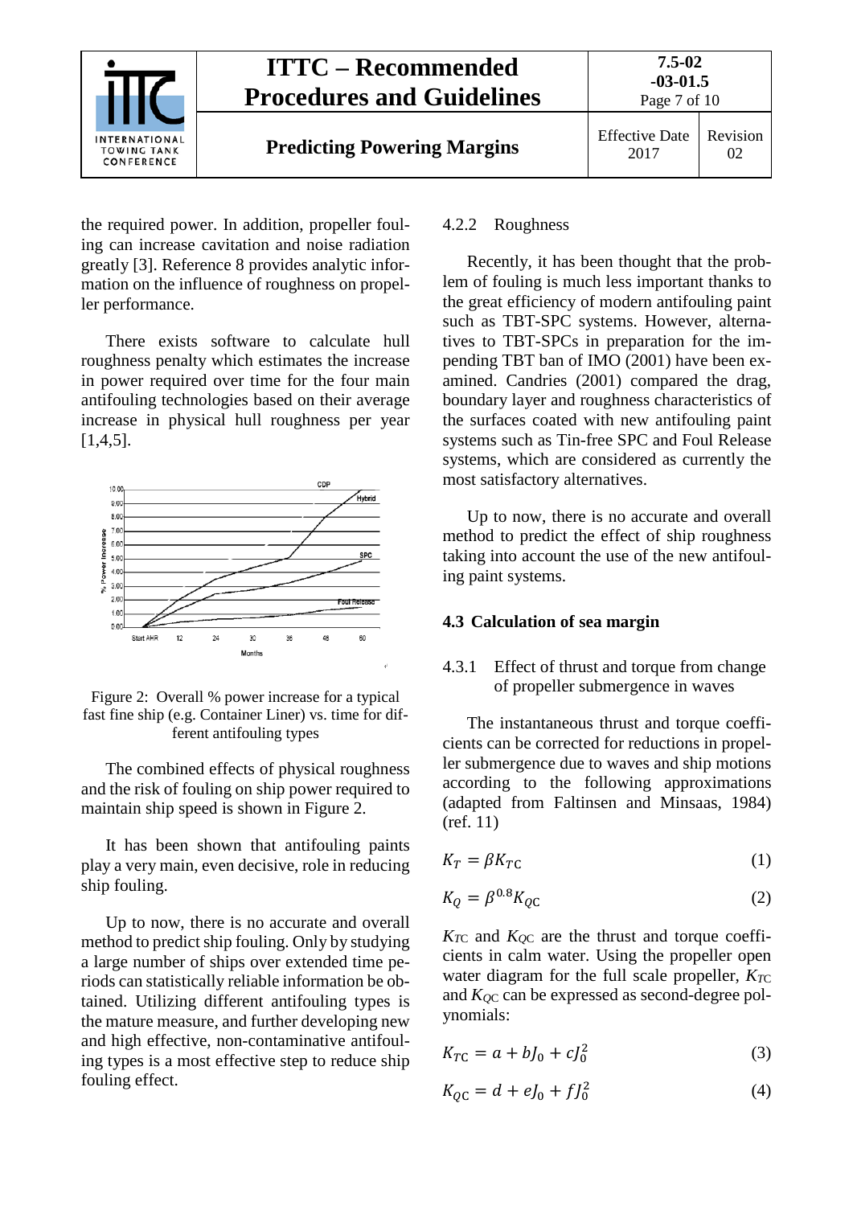the required power. In addition, propeller fouling can increase cavitation and noise radiation greatly [3]. Reference 8 provides analytic information on the influence of roughness on propeller performance.

There exists software to calculate hull roughness penalty which estimates the increase in power required over time for the four main antifouling technologies based on their average increase in physical hull roughness per year [1,4,5].

Figure 2: Overall % power increase for a typical fast fine ship (e.g. Container Liner) vs. time for different antifouling types

The combined effects of physical roughness and the risk of fouling on ship power required to maintain ship speed is shown in Figure 2.

It has been shown that antifouling paints play a very main, even decisive, role in reducing ship fouling.

Up to now, there is no accurate and overall method to predict ship fouling. Only by studying a large number of ships over extended time periods can statistically reliable information be obtained. Utilizing different antifouling types is the mature measure, and further developing new and high effective, non-contaminative antifouling types is a most effective step to reduce ship fouling effect.

#### 4.2.2 Roughness

Recently, it has been thought that the problem of fouling is much less important thanks to the great efficiency of modern antifouling paint such as TBT-SPC systems. However, alternatives to TBT-SPCs in preparation for the impending TBT ban of IMO (2001) have been examined. Candries (2001) compared the drag, boundary layer and roughness characteristics of the surfaces coated with new antifouling paint systems such as Tin-free SPC and Foul Release systems, which are considered as currently the most satisfactory alternatives.

Up to now, there is no accurate and overall method to predict the effect of ship roughness taking into account the use of the new antifouling paint systems.

### 4.3 Calculation of sea margin

#### 4.3.1 Effect of thrust and torque from change of propeller submergence in waves

The instantaneous thrust and torque coefficients can be corrected for reductions in propeller submergence due to waves and ship motions according to the following approximations (adapted from Faltinsen and Minsaas, 1984) (ref. 11)

$$K_T = \beta K_{TC} \tag{1}$$

$$K_Q = \beta^{0.8} K_{QC} \tag{2}$$

$K_{TC}$ and $K_{QC}$ are the thrust and torque coefficients in calm water. Using the propeller open water diagram for the full scale propeller, $K_{TC}$ and $K_{QC}$ can be expressed as second-degree polynomials:

$$K_{TC} = a + bJ_0 + cJ_0^2 \tag{3}$$

$$K_{QC} = d + eJ_0 + fJ_0^2 \tag{4}$$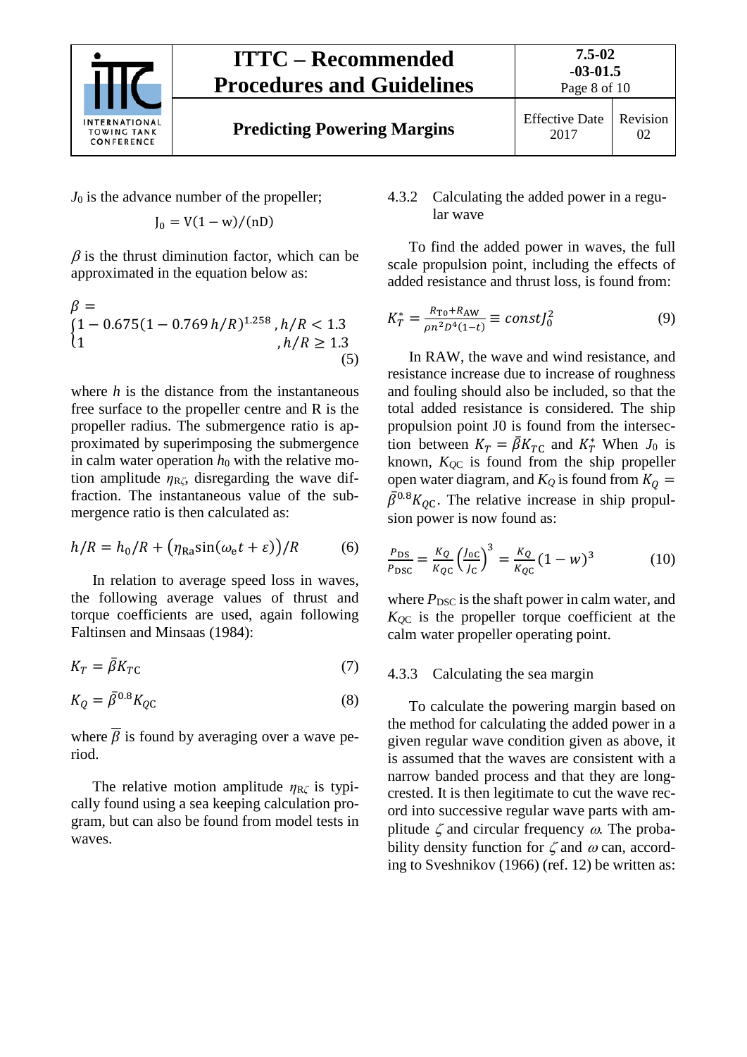$J_0$ is the advance number of the propeller;

$$J_0 = V(1-w)/(nD)$$

$\beta$ is the thrust diminution factor, which can be approximated in the equation below as:

$$\beta = \begin{cases} 1 - 0.675(1 - 0.769\, h/R)^{1.258}, & h/R < 1.3 \\ 1, & h/R \geq 1.3 \end{cases} \tag{5}$$

where $h$ is the distance from the instantaneous free surface to the propeller centre and R is the propeller radius. The submergence ratio is approximated by superimposing the submergence in calm water operation $h_0$ with the relative motion amplitude $\eta_{R\zeta}$, disregarding the wave diffraction. The instantaneous value of the submergence ratio is then calculated as:

$$h/R = h_0/R + \left(\eta_{\mathrm{Ra}} \sin(\omega_e t + \varepsilon)\right)/R \tag{6}$$

In relation to average speed loss in waves, the following average values of thrust and torque coefficients are used, again following Faltinsen and Minsaas (1984):

$$K_T = \bar{\beta} K_{TC} \tag{7}$$

$$K_Q = \bar{\beta}^{0.8} K_{QC} \tag{8}$$

where $\bar{\beta}$ is found by averaging over a wave period.

The relative motion amplitude $\eta_{R\zeta}$ is typically found using a sea keeping calculation program, but can also be found from model tests in waves.

### 4.3.2 Calculating the added power in a regular wave

To find the added power in waves, the full scale propulsion point, including the effects of added resistance and thrust loss, is found from:

$$K_T^* = \frac{R_{T0} + R_{AW}}{\rho n^2 D^4 (1-t)} \equiv const J_0^2 \tag{9}$$

In RAW, the wave and wind resistance, and resistance increase due to increase of roughness and fouling should also be included, so that the total added resistance is considered. The ship propulsion point J0 is found from the intersection between $K_T = \bar{\beta} K_{TC}$ and $K_T^*$ When $J_0$ is known, $K_{QC}$ is found from the ship propeller open water diagram, and $K_Q$ is found from $K_Q = \bar{\beta}^{0.8} K_{QC}$. The relative increase in ship propulsion power is now found as:

$$\frac{P_{DS}}{P_{DSC}} = \frac{K_Q}{K_{QC}} \left(\frac{J_{0C}}{J_C}\right)^3 = \frac{K_Q}{K_{QC}} (1-w)^3 \tag{10}$$

where $P_{DSC}$ is the shaft power in calm water, and $K_{QC}$ is the propeller torque coefficient at the calm water propeller operating point.

### 4.3.3 Calculating the sea margin

To calculate the powering margin based on the method for calculating the added power in a given regular wave condition given as above, it is assumed that the waves are consistent with a narrow banded process and that they are long-crested. It is then legitimate to cut the wave record into successive regular wave parts with amplitude $\zeta$ and circular frequency $\omega$. The probability density function for $\zeta$ and $\omega$ can, according to Sveshnikov (1966) (ref. 12) be written as: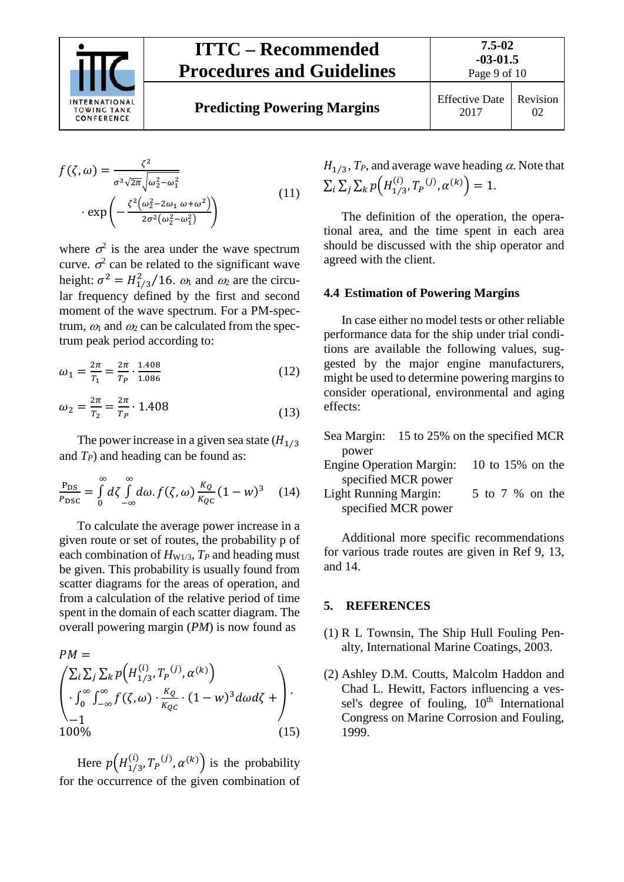$$f(\zeta,\omega) = \frac{\zeta^2}{\sigma^3\sqrt{2\pi}\sqrt{\omega_2^2-\omega_1^2}} \cdot \exp\left(-\frac{\zeta^2\left(\omega_2^2-2\omega_1\,\omega+\omega^2\right)}{2\sigma^2\left(\omega_2^2-\omega_1^2\right)}\right) \tag{11}$$

where $\sigma^2$ is the area under the wave spectrum curve. $\sigma^2$ can be related to the significant wave height: $\sigma^2 = H_{1/3}^2/16$. $\omega_1$ and $\omega_2$ are the circular frequency defined by the first and second moment of the wave spectrum. For a PM-spectrum, $\omega_1$ and $\omega_2$ can be calculated from the spectrum peak period according to:

$$\omega_1 = \frac{2\pi}{T_1} = \frac{2\pi}{T_P}\cdot\frac{1.408}{1.086} \tag{12}$$

$$\omega_2 = \frac{2\pi}{T_2} = \frac{2\pi}{T_P}\cdot 1.408 \tag{13}$$

The power increase in a given sea state ($H_{1/3}$ and $T_P$) and heading can be found as:

$$\frac{P_{DS}}{P_{DSC}} = \int_0^\infty d\zeta \int_{-\infty}^\infty d\omega . f(\zeta,\omega)\,\frac{K_Q}{K_{QC}}(1-w)^3 \tag{14}$$

To calculate the average power increase in a given route or set of routes, the probability p of each combination of $H_{W1/3}$, $T_P$ and heading must be given. This probability is usually found from scatter diagrams for the areas of operation, and from a calculation of the relative period of time spent in the domain of each scatter diagram. The overall powering margin (*PM*) is now found as

$$PM = \begin{pmatrix} \sum_i\sum_j\sum_k p\left(H_{1/3}^{(i)}, T_P{}^{(j)}, \alpha^{(k)}\right) \\ \cdot\int_0^\infty\int_{-\infty}^\infty f(\zeta,\omega)\cdot\frac{K_Q}{K_{QC}}\cdot(1-w)^3 d\omega d\zeta + \\ -1 \end{pmatrix} \cdot 100\% \tag{15}$$

Here $p\left(H_{1/3}^{(i)}, T_P{}^{(j)}, \alpha^{(k)}\right)$ is the probability for the occurrence of the given combination of $H_{1/3}$, $T_P$, and average wave heading $\alpha$. Note that $\sum_i\sum_j\sum_k p\left(H_{1/3}^{(i)}, T_P{}^{(j)}, \alpha^{(k)}\right) = 1$.

The definition of the operation, the operational area, and the time spent in each area should be discussed with the ship operator and agreed with the client.

### 4.4 Estimation of Powering Margins

In case either no model tests or other reliable performance data for the ship under trial conditions are available the following values, suggested by the major engine manufacturers, might be used to determine powering margins to consider operational, environmental and aging effects:

Sea Margin: 15 to 25% on the specified MCR power

Engine Operation Margin: 10 to 15% on the specified MCR power

Light Running Margin: 5 to 7 % on the specified MCR power

Additional more specific recommendations for various trade routes are given in Ref 9, 13, and 14.

## 5. REFERENCES

(1) R L Townsin, The Ship Hull Fouling Penalty, International Marine Coatings, 2003.

(2) Ashley D.M. Coutts, Malcolm Haddon and Chad L. Hewitt, Factors influencing a vessel's degree of fouling, 10th International Congress on Marine Corrosion and Fouling, 1999.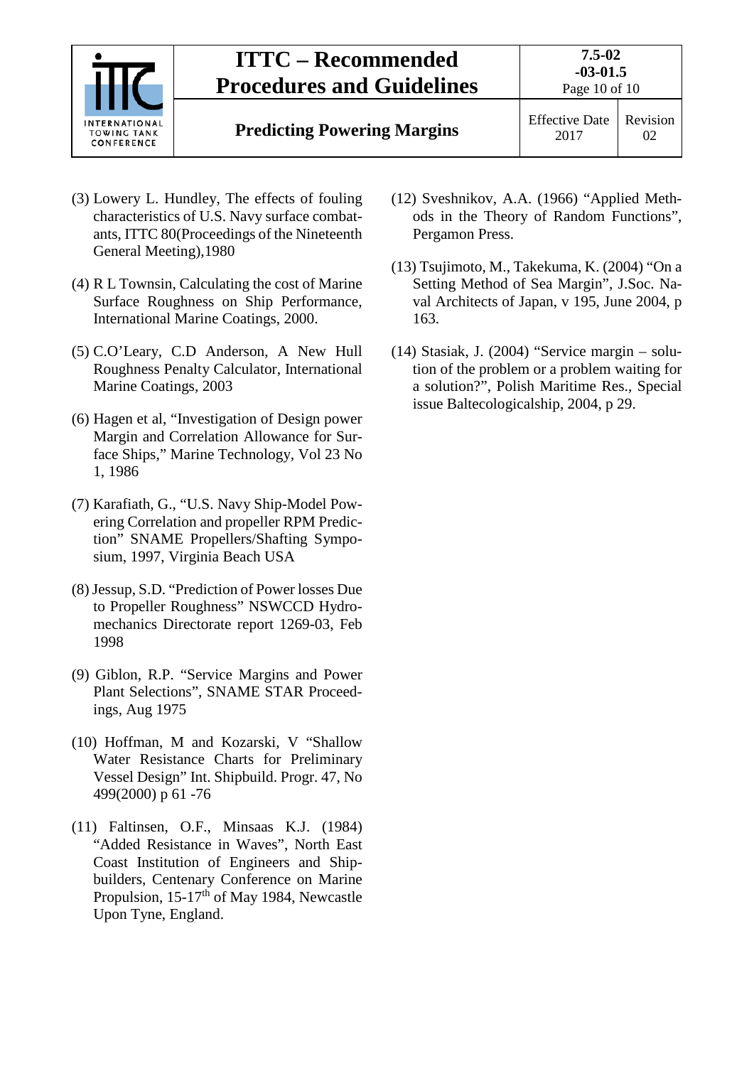(3) Lowery L. Hundley, The effects of fouling characteristics of U.S. Navy surface combatants, ITTC 80(Proceedings of the Nineteenth General Meeting),1980

(4) R L Townsin, Calculating the cost of Marine Surface Roughness on Ship Performance, International Marine Coatings, 2000.

(5) C.O'Leary, C.D Anderson, A New Hull Roughness Penalty Calculator, International Marine Coatings, 2003

(6) Hagen et al, "Investigation of Design power Margin and Correlation Allowance for Surface Ships," Marine Technology, Vol 23 No 1, 1986

(7) Karafiath, G., "U.S. Navy Ship-Model Powering Correlation and propeller RPM Prediction" SNAME Propellers/Shafting Symposium, 1997, Virginia Beach USA

(8) Jessup, S.D. "Prediction of Power losses Due to Propeller Roughness" NSWCCD Hydromechanics Directorate report 1269-03, Feb 1998

(9) Giblon, R.P. "Service Margins and Power Plant Selections", SNAME STAR Proceedings, Aug 1975

(10) Hoffman, M and Kozarski, V "Shallow Water Resistance Charts for Preliminary Vessel Design" Int. Shipbuild. Progr. 47, No 499(2000) p 61 -76

(11) Faltinsen, O.F., Minsaas K.J. (1984) "Added Resistance in Waves", North East Coast Institution of Engineers and Shipbuilders, Centenary Conference on Marine Propulsion, 15-17th of May 1984, Newcastle Upon Tyne, England.

(12) Sveshnikov, A.A. (1966) "Applied Methods in the Theory of Random Functions", Pergamon Press.

(13) Tsujimoto, M., Takekuma, K. (2004) "On a Setting Method of Sea Margin", J.Soc. Naval Architects of Japan, v 195, June 2004, p 163.

(14) Stasiak, J. (2004) "Service margin – solution of the problem or a problem waiting for a solution?", Polish Maritime Res., Special issue Baltecologicalship, 2004, p 29.